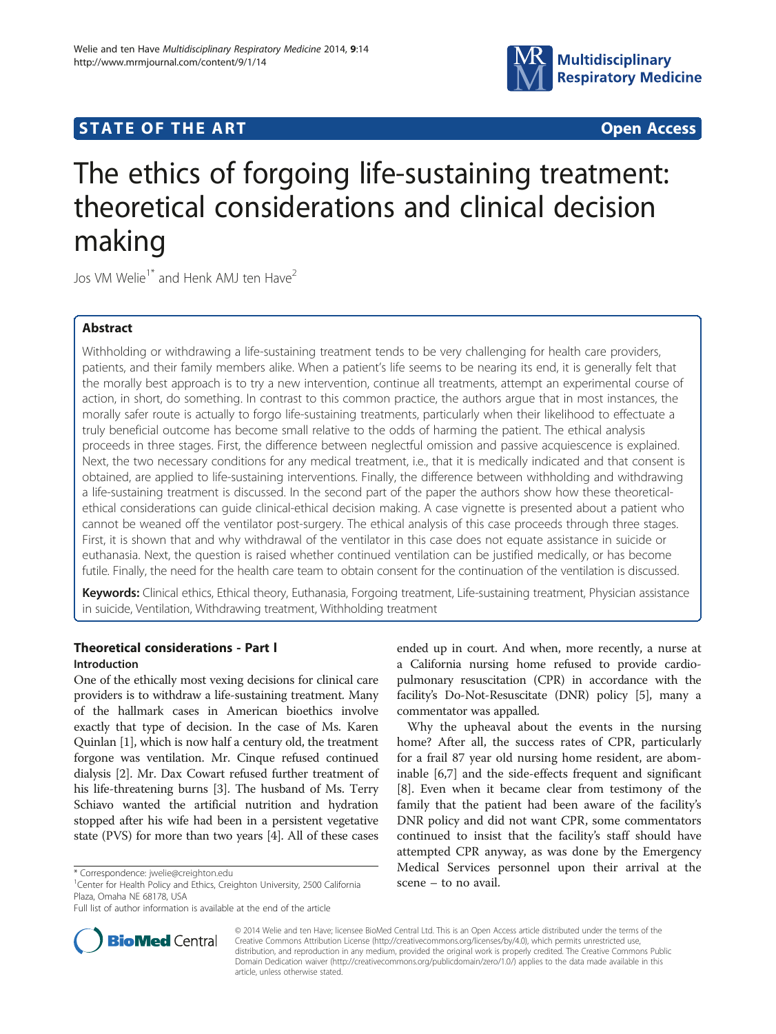STATE OF THE ART

Open Access

# The ethics of forgoing life-sustaining treatment: theoretical considerations and clinical decision making

Jos VM Welie[1*] and Henk AMJ ten Have[2]

## Abstract

Withholding or withdrawing a life-sustaining treatment tends to be very challenging for health care providers, patients, and their family members alike. When a patient's life seems to be nearing its end, it is generally felt that the morally best approach is to try a new intervention, continue all treatments, attempt an experimental course of action, in short, do something. In contrast to this common practice, the authors argue that in most instances, the morally safer route is actually to forgo life-sustaining treatments, particularly when their likelihood to effectuate a truly beneficial outcome has become small relative to the odds of harming the patient. The ethical analysis proceeds in three stages. First, the difference between neglectful omission and passive acquiescence is explained. Next, the two necessary conditions for any medical treatment, i.e., that it is medically indicated and that consent is obtained, are applied to life-sustaining interventions. Finally, the difference between withholding and withdrawing a life-sustaining treatment is discussed. In the second part of the paper the authors show how these theoretical-ethical considerations can guide clinical-ethical decision making. A case vignette is presented about a patient who cannot be weaned off the ventilator post-surgery. The ethical analysis of this case proceeds through three stages. First, it is shown that and why withdrawal of the ventilator in this case does not equate assistance in suicide or euthanasia. Next, the question is raised whether continued ventilation can be justified medically, or has become futile. Finally, the need for the health care team to obtain consent for the continuation of the ventilation is discussed.

**Keywords:** Clinical ethics, Ethical theory, Euthanasia, Forgoing treatment, Life-sustaining treatment, Physician assistance in suicide, Ventilation, Withdrawing treatment, Withholding treatment

## Theoretical considerations - Part I

### Introduction

One of the ethically most vexing decisions for clinical care providers is to withdraw a life-sustaining treatment. Many of the hallmark cases in American bioethics involve exactly that type of decision. In the case of Ms. Karen Quinlan [1], which is now half a century old, the treatment forgone was ventilation. Mr. Cinque refused continued dialysis [2]. Mr. Dax Cowart refused further treatment of his life-threatening burns [3]. The husband of Ms. Terry Schiavo wanted the artificial nutrition and hydration stopped after his wife had been in a persistent vegetative state (PVS) for more than two years [4]. All of these cases ended up in court. And when, more recently, a nurse at a California nursing home refused to provide cardiopulmonary resuscitation (CPR) in accordance with the facility's Do-Not-Resuscitate (DNR) policy [5], many a commentator was appalled.

Why the upheaval about the events in the nursing home? After all, the success rates of CPR, particularly for a frail 87 year old nursing home resident, are abominable [6,7] and the side-effects frequent and significant [8]. Even when it became clear from testimony of the family that the patient had been aware of the facility's DNR policy and did not want CPR, some commentators continued to insist that the facility's staff should have attempted CPR anyway, as was done by the Emergency Medical Services personnel upon their arrival at the scene – to no avail.

\* Correspondence: jwelie@creighton.edu

[1]Center for Health Policy and Ethics, Creighton University, 2500 California Plaza, Omaha NE 68178, USA

Full list of author information is available at the end of the article

© 2014 Welie and ten Have; licensee BioMed Central Ltd. This is an Open Access article distributed under the terms of the Creative Commons Attribution License (http://creativecommons.org/licenses/by/4.0), which permits unrestricted use, distribution, and reproduction in any medium, provided the original work is properly credited. The Creative Commons Public Domain Dedication waiver (http://creativecommons.org/publicdomain/zero/1.0/) applies to the data made available in this article, unless otherwise stated.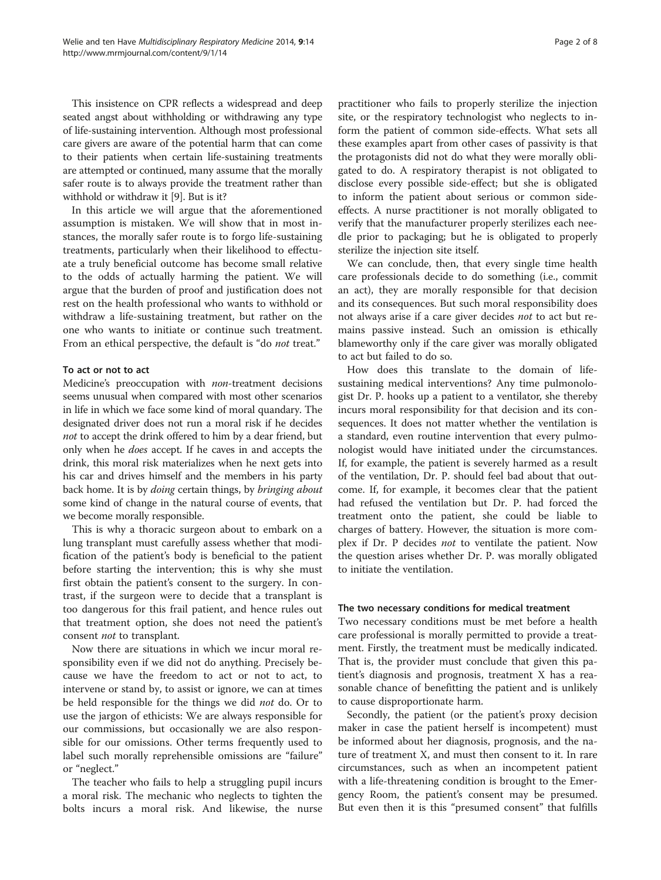This insistence on CPR reflects a widespread and deep seated angst about withholding or withdrawing any type of life-sustaining intervention. Although most professional care givers are aware of the potential harm that can come to their patients when certain life-sustaining treatments are attempted or continued, many assume that the morally safer route is to always provide the treatment rather than withhold or withdraw it [9]. But is it?

In this article we will argue that the aforementioned assumption is mistaken. We will show that in most instances, the morally safer route is to forgo life-sustaining treatments, particularly when their likelihood to effectuate a truly beneficial outcome has become small relative to the odds of actually harming the patient. We will argue that the burden of proof and justification does not rest on the health professional who wants to withhold or withdraw a life-sustaining treatment, but rather on the one who wants to initiate or continue such treatment. From an ethical perspective, the default is "do *not* treat."

### To act or not to act

Medicine's preoccupation with *non*-treatment decisions seems unusual when compared with most other scenarios in life in which we face some kind of moral quandary. The designated driver does not run a moral risk if he decides *not* to accept the drink offered to him by a dear friend, but only when he *does* accept. If he caves in and accepts the drink, this moral risk materializes when he next gets into his car and drives himself and the members in his party back home. It is by *doing* certain things, by *bringing about* some kind of change in the natural course of events, that we become morally responsible.

This is why a thoracic surgeon about to embark on a lung transplant must carefully assess whether that modification of the patient's body is beneficial to the patient before starting the intervention; this is why she must first obtain the patient's consent to the surgery. In contrast, if the surgeon were to decide that a transplant is too dangerous for this frail patient, and hence rules out that treatment option, she does not need the patient's consent *not* to transplant.

Now there are situations in which we incur moral responsibility even if we did not do anything. Precisely because we have the freedom to act or not to act, to intervene or stand by, to assist or ignore, we can at times be held responsible for the things we did *not* do. Or to use the jargon of ethicists: We are always responsible for our commissions, but occasionally we are also responsible for our omissions. Other terms frequently used to label such morally reprehensible omissions are "failure" or "neglect."

The teacher who fails to help a struggling pupil incurs a moral risk. The mechanic who neglects to tighten the bolts incurs a moral risk. And likewise, the nurse practitioner who fails to properly sterilize the injection site, or the respiratory technologist who neglects to inform the patient of common side-effects. What sets all these examples apart from other cases of passivity is that the protagonists did not do what they were morally obligated to do. A respiratory therapist is not obligated to disclose every possible side-effect; but she is obligated to inform the patient about serious or common side-effects. A nurse practitioner is not morally obligated to verify that the manufacturer properly sterilizes each needle prior to packaging; but he is obligated to properly sterilize the injection site itself.

We can conclude, then, that every single time health care professionals decide to do something (i.e., commit an act), they are morally responsible for that decision and its consequences. But such moral responsibility does not always arise if a care giver decides *not* to act but remains passive instead. Such an omission is ethically blameworthy only if the care giver was morally obligated to act but failed to do so.

How does this translate to the domain of life-sustaining medical interventions? Any time pulmonologist Dr. P. hooks up a patient to a ventilator, she thereby incurs moral responsibility for that decision and its consequences. It does not matter whether the ventilation is a standard, even routine intervention that every pulmonologist would have initiated under the circumstances. If, for example, the patient is severely harmed as a result of the ventilation, Dr. P. should feel bad about that outcome. If, for example, it becomes clear that the patient had refused the ventilation but Dr. P. had forced the treatment onto the patient, she could be liable to charges of battery. However, the situation is more complex if Dr. P decides *not* to ventilate the patient. Now the question arises whether Dr. P. was morally obligated to initiate the ventilation.

### The two necessary conditions for medical treatment

Two necessary conditions must be met before a health care professional is morally permitted to provide a treatment. Firstly, the treatment must be medically indicated. That is, the provider must conclude that given this patient's diagnosis and prognosis, treatment X has a reasonable chance of benefitting the patient and is unlikely to cause disproportionate harm.

Secondly, the patient (or the patient's proxy decision maker in case the patient herself is incompetent) must be informed about her diagnosis, prognosis, and the nature of treatment X, and must then consent to it. In rare circumstances, such as when an incompetent patient with a life-threatening condition is brought to the Emergency Room, the patient's consent may be presumed. But even then it is this "presumed consent" that fulfills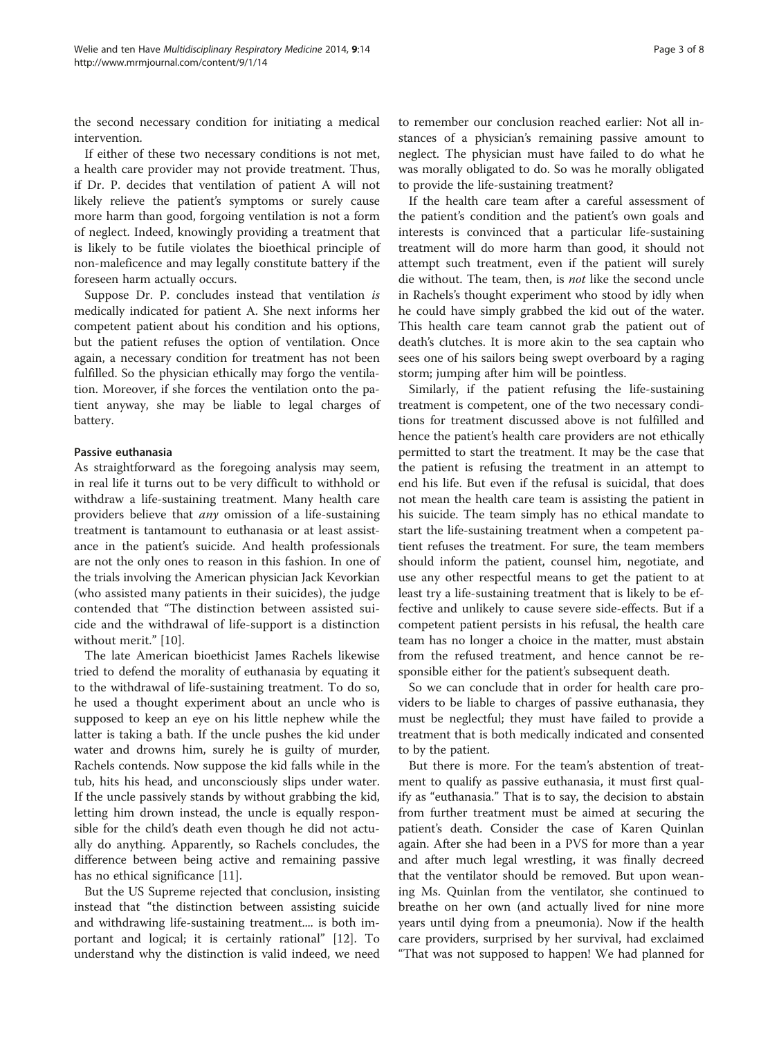the second necessary condition for initiating a medical intervention.

If either of these two necessary conditions is not met, a health care provider may not provide treatment. Thus, if Dr. P. decides that ventilation of patient A will not likely relieve the patient's symptoms or surely cause more harm than good, forgoing ventilation is not a form of neglect. Indeed, knowingly providing a treatment that is likely to be futile violates the bioethical principle of non-maleficence and may legally constitute battery if the foreseen harm actually occurs.

Suppose Dr. P. concludes instead that ventilation *is* medically indicated for patient A. She next informs her competent patient about his condition and his options, but the patient refuses the option of ventilation. Once again, a necessary condition for treatment has not been fulfilled. So the physician ethically may forgo the ventilation. Moreover, if she forces the ventilation onto the patient anyway, she may be liable to legal charges of battery.

#### Passive euthanasia

As straightforward as the foregoing analysis may seem, in real life it turns out to be very difficult to withhold or withdraw a life-sustaining treatment. Many health care providers believe that *any* omission of a life-sustaining treatment is tantamount to euthanasia or at least assistance in the patient's suicide. And health professionals are not the only ones to reason in this fashion. In one of the trials involving the American physician Jack Kevorkian (who assisted many patients in their suicides), the judge contended that "The distinction between assisted suicide and the withdrawal of life-support is a distinction without merit." [10].

The late American bioethicist James Rachels likewise tried to defend the morality of euthanasia by equating it to the withdrawal of life-sustaining treatment. To do so, he used a thought experiment about an uncle who is supposed to keep an eye on his little nephew while the latter is taking a bath. If the uncle pushes the kid under water and drowns him, surely he is guilty of murder, Rachels contends. Now suppose the kid falls while in the tub, hits his head, and unconsciously slips under water. If the uncle passively stands by without grabbing the kid, letting him drown instead, the uncle is equally responsible for the child's death even though he did not actually do anything. Apparently, so Rachels concludes, the difference between being active and remaining passive has no ethical significance [11].

But the US Supreme rejected that conclusion, insisting instead that "the distinction between assisting suicide and withdrawing life-sustaining treatment.... is both important and logical; it is certainly rational" [12]. To understand why the distinction is valid indeed, we need to remember our conclusion reached earlier: Not all instances of a physician's remaining passive amount to neglect. The physician must have failed to do what he was morally obligated to do. So was he morally obligated to provide the life-sustaining treatment?

If the health care team after a careful assessment of the patient's condition and the patient's own goals and interests is convinced that a particular life-sustaining treatment will do more harm than good, it should not attempt such treatment, even if the patient will surely die without. The team, then, is *not* like the second uncle in Rachels's thought experiment who stood by idly when he could have simply grabbed the kid out of the water. This health care team cannot grab the patient out of death's clutches. It is more akin to the sea captain who sees one of his sailors being swept overboard by a raging storm; jumping after him will be pointless.

Similarly, if the patient refusing the life-sustaining treatment is competent, one of the two necessary conditions for treatment discussed above is not fulfilled and hence the patient's health care providers are not ethically permitted to start the treatment. It may be the case that the patient is refusing the treatment in an attempt to end his life. But even if the refusal is suicidal, that does not mean the health care team is assisting the patient in his suicide. The team simply has no ethical mandate to start the life-sustaining treatment when a competent patient refuses the treatment. For sure, the team members should inform the patient, counsel him, negotiate, and use any other respectful means to get the patient to at least try a life-sustaining treatment that is likely to be effective and unlikely to cause severe side-effects. But if a competent patient persists in his refusal, the health care team has no longer a choice in the matter, must abstain from the refused treatment, and hence cannot be responsible either for the patient's subsequent death.

So we can conclude that in order for health care providers to be liable to charges of passive euthanasia, they must be neglectful; they must have failed to provide a treatment that is both medically indicated and consented to by the patient.

But there is more. For the team's abstention of treatment to qualify as passive euthanasia, it must first qualify as "euthanasia." That is to say, the decision to abstain from further treatment must be aimed at securing the patient's death. Consider the case of Karen Quinlan again. After she had been in a PVS for more than a year and after much legal wrestling, it was finally decreed that the ventilator should be removed. But upon weaning Ms. Quinlan from the ventilator, she continued to breathe on her own (and actually lived for nine more years until dying from a pneumonia). Now if the health care providers, surprised by her survival, had exclaimed "That was not supposed to happen! We had planned for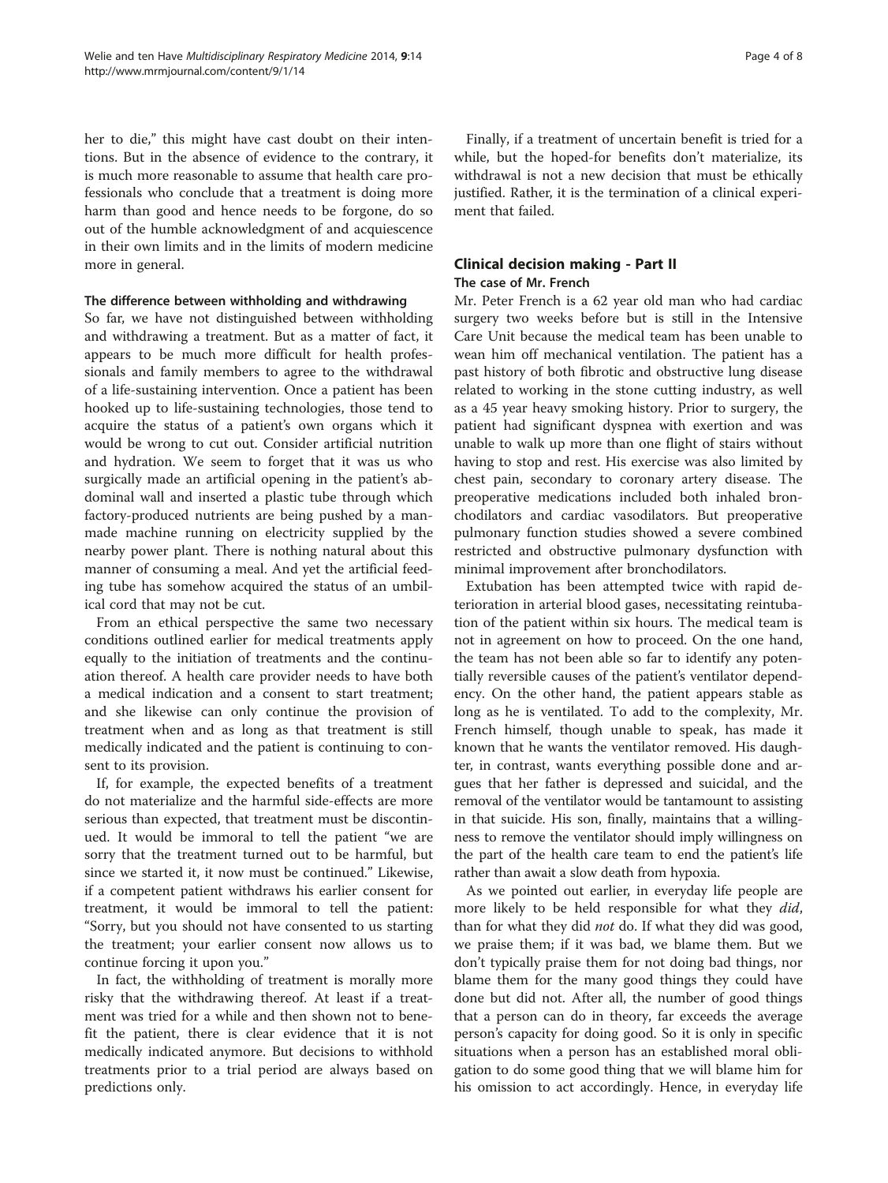her to die," this might have cast doubt on their intentions. But in the absence of evidence to the contrary, it is much more reasonable to assume that health care professionals who conclude that a treatment is doing more harm than good and hence needs to be forgone, do so out of the humble acknowledgment of and acquiescence in their own limits and in the limits of modern medicine more in general.

#### The difference between withholding and withdrawing

So far, we have not distinguished between withholding and withdrawing a treatment. But as a matter of fact, it appears to be much more difficult for health professionals and family members to agree to the withdrawal of a life-sustaining intervention. Once a patient has been hooked up to life-sustaining technologies, those tend to acquire the status of a patient's own organs which it would be wrong to cut out. Consider artificial nutrition and hydration. We seem to forget that it was us who surgically made an artificial opening in the patient's abdominal wall and inserted a plastic tube through which factory-produced nutrients are being pushed by a man-made machine running on electricity supplied by the nearby power plant. There is nothing natural about this manner of consuming a meal. And yet the artificial feeding tube has somehow acquired the status of an umbilical cord that may not be cut.

From an ethical perspective the same two necessary conditions outlined earlier for medical treatments apply equally to the initiation of treatments and the continuation thereof. A health care provider needs to have both a medical indication and a consent to start treatment; and she likewise can only continue the provision of treatment when and as long as that treatment is still medically indicated and the patient is continuing to consent to its provision.

If, for example, the expected benefits of a treatment do not materialize and the harmful side-effects are more serious than expected, that treatment must be discontinued. It would be immoral to tell the patient "we are sorry that the treatment turned out to be harmful, but since we started it, it now must be continued." Likewise, if a competent patient withdraws his earlier consent for treatment, it would be immoral to tell the patient: "Sorry, but you should not have consented to us starting the treatment; your earlier consent now allows us to continue forcing it upon you."

In fact, the withholding of treatment is morally more risky that the withdrawing thereof. At least if a treatment was tried for a while and then shown not to benefit the patient, there is clear evidence that it is not medically indicated anymore. But decisions to withhold treatments prior to a trial period are always based on predictions only.

Finally, if a treatment of uncertain benefit is tried for a while, but the hoped-for benefits don't materialize, its withdrawal is not a new decision that must be ethically justified. Rather, it is the termination of a clinical experiment that failed.

## Clinical decision making - Part II

### The case of Mr. French

Mr. Peter French is a 62 year old man who had cardiac surgery two weeks before but is still in the Intensive Care Unit because the medical team has been unable to wean him off mechanical ventilation. The patient has a past history of both fibrotic and obstructive lung disease related to working in the stone cutting industry, as well as a 45 year heavy smoking history. Prior to surgery, the patient had significant dyspnea with exertion and was unable to walk up more than one flight of stairs without having to stop and rest. His exercise was also limited by chest pain, secondary to coronary artery disease. The preoperative medications included both inhaled bronchodilators and cardiac vasodilators. But preoperative pulmonary function studies showed a severe combined restricted and obstructive pulmonary dysfunction with minimal improvement after bronchodilators.

Extubation has been attempted twice with rapid deterioration in arterial blood gases, necessitating reintubation of the patient within six hours. The medical team is not in agreement on how to proceed. On the one hand, the team has not been able so far to identify any potentially reversible causes of the patient's ventilator dependency. On the other hand, the patient appears stable as long as he is ventilated. To add to the complexity, Mr. French himself, though unable to speak, has made it known that he wants the ventilator removed. His daughter, in contrast, wants everything possible done and argues that her father is depressed and suicidal, and the removal of the ventilator would be tantamount to assisting in that suicide. His son, finally, maintains that a willingness to remove the ventilator should imply willingness on the part of the health care team to end the patient's life rather than await a slow death from hypoxia.

As we pointed out earlier, in everyday life people are more likely to be held responsible for what they *did*, than for what they did *not* do. If what they did was good, we praise them; if it was bad, we blame them. But we don't typically praise them for not doing bad things, nor blame them for the many good things they could have done but did not. After all, the number of good things that a person can do in theory, far exceeds the average person's capacity for doing good. So it is only in specific situations when a person has an established moral obligation to do some good thing that we will blame him for his omission to act accordingly. Hence, in everyday life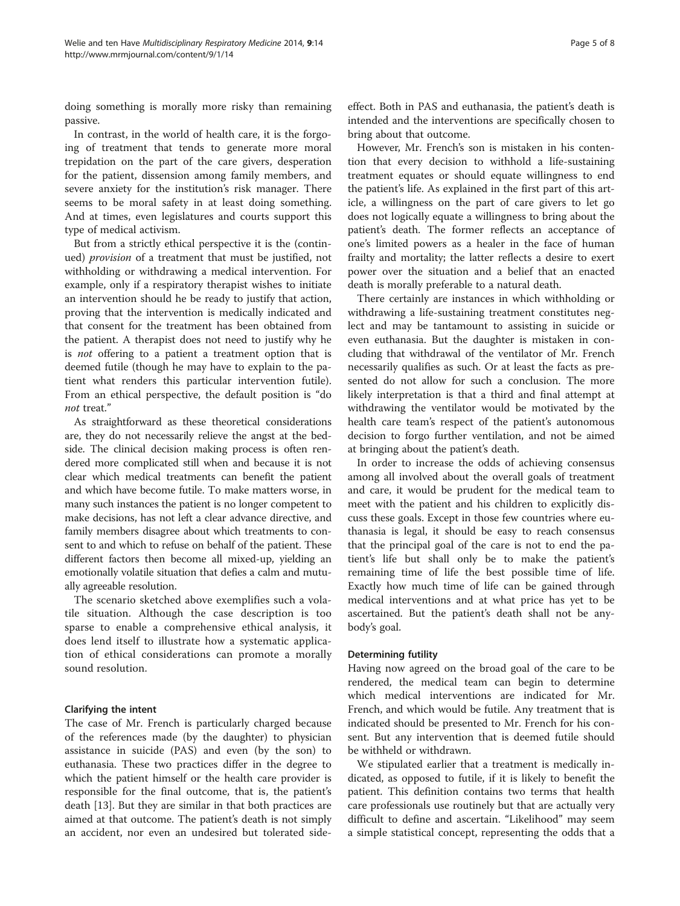doing something is morally more risky than remaining passive.

In contrast, in the world of health care, it is the forgoing of treatment that tends to generate more moral trepidation on the part of the care givers, desperation for the patient, dissension among family members, and severe anxiety for the institution's risk manager. There seems to be moral safety in at least doing something. And at times, even legislatures and courts support this type of medical activism.

But from a strictly ethical perspective it is the (continued) *provision* of a treatment that must be justified, not withholding or withdrawing a medical intervention. For example, only if a respiratory therapist wishes to initiate an intervention should he be ready to justify that action, proving that the intervention is medically indicated and that consent for the treatment has been obtained from the patient. A therapist does not need to justify why he is *not* offering to a patient a treatment option that is deemed futile (though he may have to explain to the patient what renders this particular intervention futile). From an ethical perspective, the default position is "do *not* treat."

As straightforward as these theoretical considerations are, they do not necessarily relieve the angst at the bedside. The clinical decision making process is often rendered more complicated still when and because it is not clear which medical treatments can benefit the patient and which have become futile. To make matters worse, in many such instances the patient is no longer competent to make decisions, has not left a clear advance directive, and family members disagree about which treatments to consent to and which to refuse on behalf of the patient. These different factors then become all mixed-up, yielding an emotionally volatile situation that defies a calm and mutually agreeable resolution.

The scenario sketched above exemplifies such a volatile situation. Although the case description is too sparse to enable a comprehensive ethical analysis, it does lend itself to illustrate how a systematic application of ethical considerations can promote a morally sound resolution.

### Clarifying the intent

The case of Mr. French is particularly charged because of the references made (by the daughter) to physician assistance in suicide (PAS) and even (by the son) to euthanasia. These two practices differ in the degree to which the patient himself or the health care provider is responsible for the final outcome, that is, the patient's death [13]. But they are similar in that both practices are aimed at that outcome. The patient's death is not simply an accident, nor even an undesired but tolerated side-effect. Both in PAS and euthanasia, the patient's death is intended and the interventions are specifically chosen to bring about that outcome.

However, Mr. French's son is mistaken in his contention that every decision to withhold a life-sustaining treatment equates or should equate willingness to end the patient's life. As explained in the first part of this article, a willingness on the part of care givers to let go does not logically equate a willingness to bring about the patient's death. The former reflects an acceptance of one's limited powers as a healer in the face of human frailty and mortality; the latter reflects a desire to exert power over the situation and a belief that an enacted death is morally preferable to a natural death.

There certainly are instances in which withholding or withdrawing a life-sustaining treatment constitutes neglect and may be tantamount to assisting in suicide or even euthanasia. But the daughter is mistaken in concluding that withdrawal of the ventilator of Mr. French necessarily qualifies as such. Or at least the facts as presented do not allow for such a conclusion. The more likely interpretation is that a third and final attempt at withdrawing the ventilator would be motivated by the health care team's respect of the patient's autonomous decision to forgo further ventilation, and not be aimed at bringing about the patient's death.

In order to increase the odds of achieving consensus among all involved about the overall goals of treatment and care, it would be prudent for the medical team to meet with the patient and his children to explicitly discuss these goals. Except in those few countries where euthanasia is legal, it should be easy to reach consensus that the principal goal of the care is not to end the patient's life but shall only be to make the patient's remaining time of life the best possible time of life. Exactly how much time of life can be gained through medical interventions and at what price has yet to be ascertained. But the patient's death shall not be anybody's goal.

### Determining futility

Having now agreed on the broad goal of the care to be rendered, the medical team can begin to determine which medical interventions are indicated for Mr. French, and which would be futile. Any treatment that is indicated should be presented to Mr. French for his consent. But any intervention that is deemed futile should be withheld or withdrawn.

We stipulated earlier that a treatment is medically indicated, as opposed to futile, if it is likely to benefit the patient. This definition contains two terms that health care professionals use routinely but that are actually very difficult to define and ascertain. "Likelihood" may seem a simple statistical concept, representing the odds that a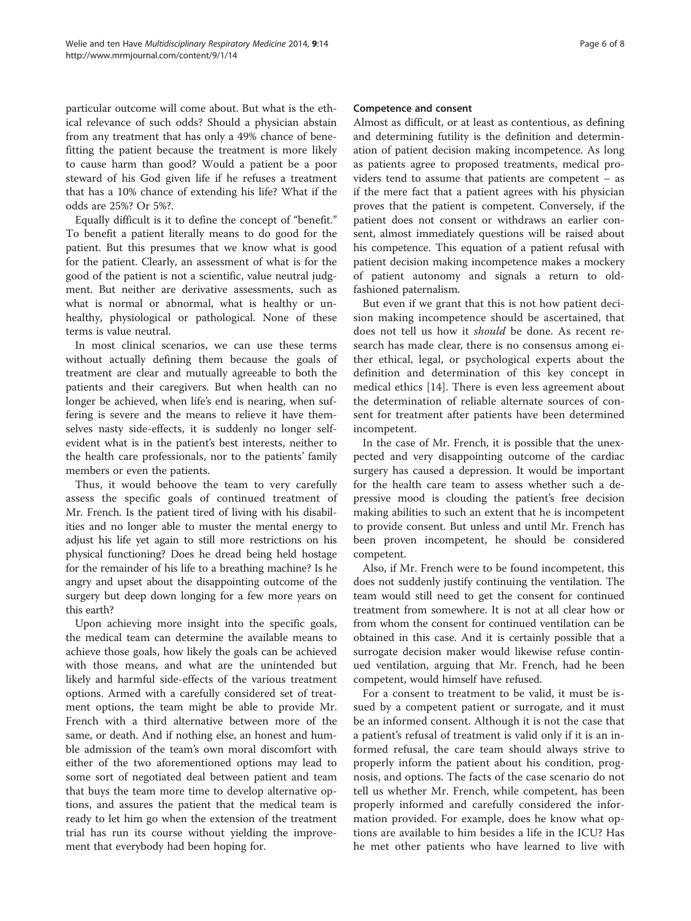particular outcome will come about. But what is the ethical relevance of such odds? Should a physician abstain from any treatment that has only a 49% chance of benefitting the patient because the treatment is more likely to cause harm than good? Would a patient be a poor steward of his God given life if he refuses a treatment that has a 10% chance of extending his life? What if the odds are 25%? Or 5%?.

Equally difficult is it to define the concept of "benefit." To benefit a patient literally means to do good for the patient. But this presumes that we know what is good for the patient. Clearly, an assessment of what is for the good of the patient is not a scientific, value neutral judgment. But neither are derivative assessments, such as what is normal or abnormal, what is healthy or unhealthy, physiological or pathological. None of these terms is value neutral.

In most clinical scenarios, we can use these terms without actually defining them because the goals of treatment are clear and mutually agreeable to both the patients and their caregivers. But when health can no longer be achieved, when life's end is nearing, when suffering is severe and the means to relieve it have themselves nasty side-effects, it is suddenly no longer self-evident what is in the patient's best interests, neither to the health care professionals, nor to the patients' family members or even the patients.

Thus, it would behoove the team to very carefully assess the specific goals of continued treatment of Mr. French. Is the patient tired of living with his disabilities and no longer able to muster the mental energy to adjust his life yet again to still more restrictions on his physical functioning? Does he dread being held hostage for the remainder of his life to a breathing machine? Is he angry and upset about the disappointing outcome of the surgery but deep down longing for a few more years on this earth?

Upon achieving more insight into the specific goals, the medical team can determine the available means to achieve those goals, how likely the goals can be achieved with those means, and what are the unintended but likely and harmful side-effects of the various treatment options. Armed with a carefully considered set of treatment options, the team might be able to provide Mr. French with a third alternative between more of the same, or death. And if nothing else, an honest and humble admission of the team's own moral discomfort with either of the two aforementioned options may lead to some sort of negotiated deal between patient and team that buys the team more time to develop alternative options, and assures the patient that the medical team is ready to let him go when the extension of the treatment trial has run its course without yielding the improvement that everybody had been hoping for.

### Competence and consent

Almost as difficult, or at least as contentious, as defining and determining futility is the definition and determination of patient decision making incompetence. As long as patients agree to proposed treatments, medical providers tend to assume that patients are competent – as if the mere fact that a patient agrees with his physician proves that the patient is competent. Conversely, if the patient does not consent or withdraws an earlier consent, almost immediately questions will be raised about his competence. This equation of a patient refusal with patient decision making incompetence makes a mockery of patient autonomy and signals a return to old-fashioned paternalism.

But even if we grant that this is not how patient decision making incompetence should be ascertained, that does not tell us how it *should* be done. As recent research has made clear, there is no consensus among either ethical, legal, or psychological experts about the definition and determination of this key concept in medical ethics [14]. There is even less agreement about the determination of reliable alternate sources of consent for treatment after patients have been determined incompetent.

In the case of Mr. French, it is possible that the unexpected and very disappointing outcome of the cardiac surgery has caused a depression. It would be important for the health care team to assess whether such a depressive mood is clouding the patient's free decision making abilities to such an extent that he is incompetent to provide consent. But unless and until Mr. French has been proven incompetent, he should be considered competent.

Also, if Mr. French were to be found incompetent, this does not suddenly justify continuing the ventilation. The team would still need to get the consent for continued treatment from somewhere. It is not at all clear how or from whom the consent for continued ventilation can be obtained in this case. And it is certainly possible that a surrogate decision maker would likewise refuse continued ventilation, arguing that Mr. French, had he been competent, would himself have refused.

For a consent to treatment to be valid, it must be issued by a competent patient or surrogate, and it must be an informed consent. Although it is not the case that a patient's refusal of treatment is valid only if it is an informed refusal, the care team should always strive to properly inform the patient about his condition, prognosis, and options. The facts of the case scenario do not tell us whether Mr. French, while competent, has been properly informed and carefully considered the information provided. For example, does he know what options are available to him besides a life in the ICU? Has he met other patients who have learned to live with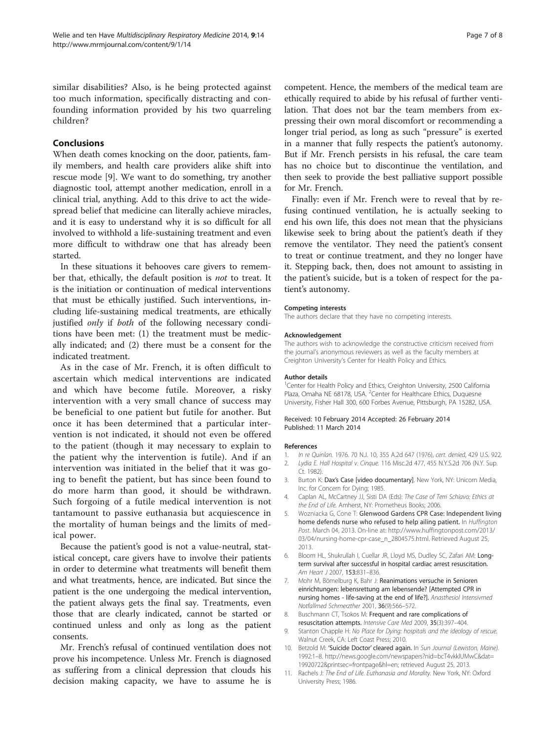similar disabilities? Also, is he being protected against too much information, specifically distracting and confounding information provided by his two quarreling children?

## Conclusions

When death comes knocking on the door, patients, family members, and health care providers alike shift into rescue mode [9]. We want to do something, try another diagnostic tool, attempt another medication, enroll in a clinical trial, anything. Add to this drive to act the widespread belief that medicine can literally achieve miracles, and it is easy to understand why it is so difficult for all involved to withhold a life-sustaining treatment and even more difficult to withdraw one that has already been started.

In these situations it behooves care givers to remember that, ethically, the default position is *not* to treat. It is the initiation or continuation of medical interventions that must be ethically justified. Such interventions, including life-sustaining medical treatments, are ethically justified *only* if *both* of the following necessary conditions have been met: (1) the treatment must be medically indicated; and (2) there must be a consent for the indicated treatment.

As in the case of Mr. French, it is often difficult to ascertain which medical interventions are indicated and which have become futile. Moreover, a risky intervention with a very small chance of success may be beneficial to one patient but futile for another. But once it has been determined that a particular intervention is not indicated, it should not even be offered to the patient (though it may necessary to explain to the patient why the intervention is futile). And if an intervention was initiated in the belief that it was going to benefit the patient, but has since been found to do more harm than good, it should be withdrawn. Such forgoing of a futile medical intervention is not tantamount to passive euthanasia but acquiescence in the mortality of human beings and the limits of medical power.

Because the patient's good is not a value-neutral, statistical concept, care givers have to involve their patients in order to determine what treatments will benefit them and what treatments, hence, are indicated. But since the patient is the one undergoing the medical intervention, the patient always gets the final say. Treatments, even those that are clearly indicated, cannot be started or continued unless and only as long as the patient consents.

Mr. French's refusal of continued ventilation does not prove his incompetence. Unless Mr. French is diagnosed as suffering from a clinical depression that clouds his decision making capacity, we have to assume he is competent. Hence, the members of the medical team are ethically required to abide by his refusal of further ventilation. That does not bar the team members from expressing their own moral discomfort or recommending a longer trial period, as long as such "pressure" is exerted in a manner that fully respects the patient's autonomy. But if Mr. French persists in his refusal, the care team has no choice but to discontinue the ventilation, and then seek to provide the best palliative support possible for Mr. French.

Finally: even if Mr. French were to reveal that by refusing continued ventilation, he is actually seeking to end his own life, this does not mean that the physicians likewise seek to bring about the patient's death if they remove the ventilator. They need the patient's consent to treat or continue treatment, and they no longer have it. Stepping back, then, does not amount to assisting in the patient's suicide, but is a token of respect for the patient's autonomy.

#### Competing interests

The authors declare that they have no competing interests.

#### Acknowledgement

The authors wish to acknowledge the constructive criticism received from the journal's anonymous reviewers as well as the faculty members at Creighton University's Center for Health Policy and Ethics.

#### Author details

[1]Center for Health Policy and Ethics, Creighton University, 2500 California Plaza, Omaha NE 68178, USA. [2]Center for Healthcare Ethics, Duquesne University, Fisher Hall 300, 600 Forbes Avenue, Pittsburgh, PA 15282, USA.

Received: 10 February 2014 Accepted: 26 February 2014
Published: 11 March 2014

#### References

1. *In re Quinlan*. 1976. 70 N.J. 10, 355 A.2d 647 (1976), *cert. denied*, 429 U.S. 922.
2. *Lydia E. Hall Hospital v. Cinque.* 116 Misc.2d 477, 455 N.Y.S.2d 706 (N.Y. Sup. Ct. 1982).
3. Burton K: **Dax's Case [video documentary]**. New York, NY: Unicorn Media, Inc. for Concern for Dying; 1985.
4. Caplan AL, McCartney JJ, Sisti DA (Eds): *The Case of Terri Schiavo: Ethics at the End of Life.* Amherst, NY: Prometheus Books; 2006.
5. Wozniacka G, Cone T: **Glenwood Gardens CPR Case: Independent living home defends nurse who refused to help ailing patient.** In *Huffington Post*. March 04, 2013. On-line at: http://www.huffingtonpost.com/2013/03/04/nursing-home-cpr-case_n_2804575.html. Retrieved August 25, 2013.
6. Bloom HL, Shukrullah I, Cuellar JR, Lloyd MS, Dudley SC, Zafari AM: **Long-term survival after successful in hospital cardiac arrest resuscitation.** *Am Heart J* 2007, **153**:831–836.
7. Mohr M, Bömelburg K, Bahr J: **Reanimations versuche in Senioren einrichtungen: lebensrettung am lebensende? [Attempted CPR in nursing homes - life-saving at the end of life?].** *Anasthesiol Intensivmed Notfallmed Schmerzther* 2001, **36**(9):566–572.
8. Buschmann CT, Tsokos M: **Frequent and rare complications of resuscitation attempts.** *Intensive Care Med* 2009, **35**(3):397–404.
9. Stanton Chapple H: *No Place for Dying: hospitals and the ideology of rescue.* Walnut Creek, CA: Left Coast Press; 2010.
10. Betzold M: **'Suicide Doctor' cleared again.** In *Sun Journal (Lewiston, Maine)*. 1992:1–8. http://news.google.com/newspapers?nid=bcT4vkklUMwC&dat=19920722&printsec=frontpage&hl=en; retrieved August 25, 2013.
11. Rachels J: *The End of Life. Euthanasia and Morality.* New York, NY: Oxford University Press; 1986.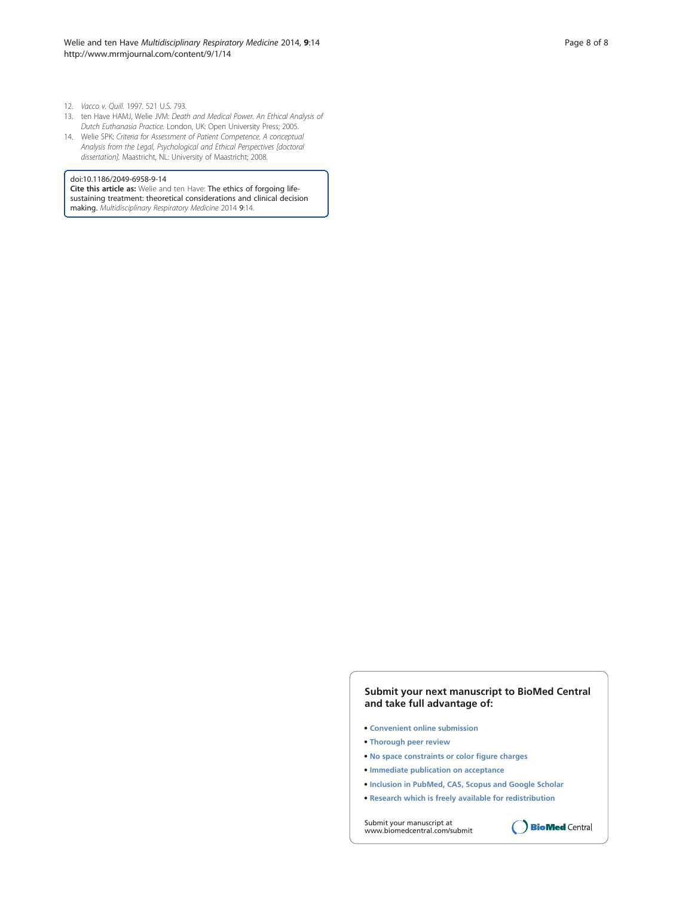12. *Vacco v. Quill.* 1997. 521 U.S. 793.
13. ten Have HAMJ, Welie JVM: *Death and Medical Power. An Ethical Analysis of Dutch Euthanasia Practice.* London, UK: Open University Press; 2005.
14. Welie SPK: *Criteria for Assessment of Patient Competence. A conceptual Analysis from the Legal, Psychological and Ethical Perspectives [doctoral dissertation].* Maastricht, NL: University of Maastricht; 2008.

doi:10.1186/2049-6958-9-14
**Cite this article as:** Welie and ten Have: **The ethics of forgoing life-sustaining treatment: theoretical considerations and clinical decision making.** *Multidisciplinary Respiratory Medicine* 2014 **9**:14.

**Submit your next manuscript to BioMed Central and take full advantage of:**

- **Convenient online submission**
- **Thorough peer review**
- **No space constraints or color figure charges**
- **Immediate publication on acceptance**
- **Inclusion in PubMed, CAS, Scopus and Google Scholar**
- **Research which is freely available for redistribution**

Submit your manuscript at
www.biomedcentral.com/submit

BioMed Central